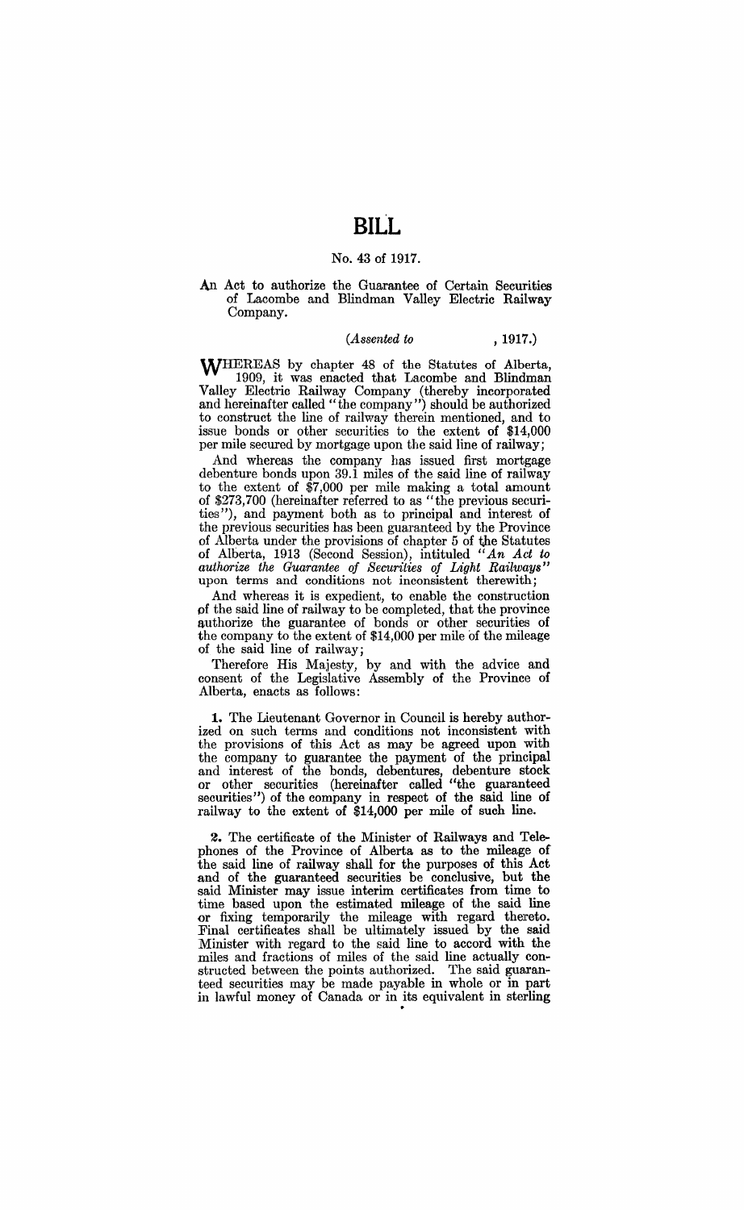# BILL

## No. 43 of 1917.

An Act to authorize the Guarantee of Certain Securities of Lacombe and Blindman Valley Electric Railway Company.

*(Assented to , 1917.)*

WHEREAS by chapter 48 of the Statutes of Alberta, 1909, it was enacted that Lacombe and Blindman Valley Electric Railway Company (thereby incorporated and hereinafter called "the company") should be authorized to construct the line of railway therein mentioned, and to issue bonds or other securities to the extent of $14,000 per mile secured by mortgage upon the said line of railway;

And whereas the company has issued first mortgage debenture bonds upon 39.1 miles of the said line of railway to the extent of $7,000 per mile making a total amount of $273,700 (hereinafter referred to as "the previous securities"), and payment both as to principal and interest of the previous securities has been guaranteed by the Province of Alberta under the provisions of chapter 5 of the Statutes of Alberta, 1913 (Second Session), intituled *"An Act to authorize the Guarantee of Securities of Light Railways"* upon terms and conditions not inconsistent therewith;

And whereas it is expedient, to enable the construction of the said line of railway to be completed, that the province authorize the guarantee of bonds or other securities of the company to the extent of $14,000 per mile of the mileage of the said line of railway;

Therefore His Majesty, by and with the advice and consent of the Legislative Assembly of the Province of Alberta, enacts as follows:

**1.** The Lieutenant Governor in Council is hereby authorized on such terms and conditions not inconsistent with the provisions of this Act as may be agreed upon with the company to guarantee the payment of the principal and interest of the bonds, debentures, debenture stock or other securities (hereinafter called "the guaranteed securities") of the company in respect of the said line of railway to the extent of $14,000 per mile of such line.

**2.** The certificate of the Minister of Railways and Telephones of the Province of Alberta as to the mileage of the said line of railway shall for the purposes of this Act and of the guaranteed securities be conclusive, but the said Minister may issue interim certificates from time to time based upon the estimated mileage of the said line or fixing temporarily the mileage with regard thereto. Final certificates shall be ultimately issued by the said Minister with regard to the said line to accord with the miles and fractions of miles of the said line actually constructed between the points authorized. The said guaranteed securities may be made payable in whole or in part in lawful money of Canada or in its equivalent in sterling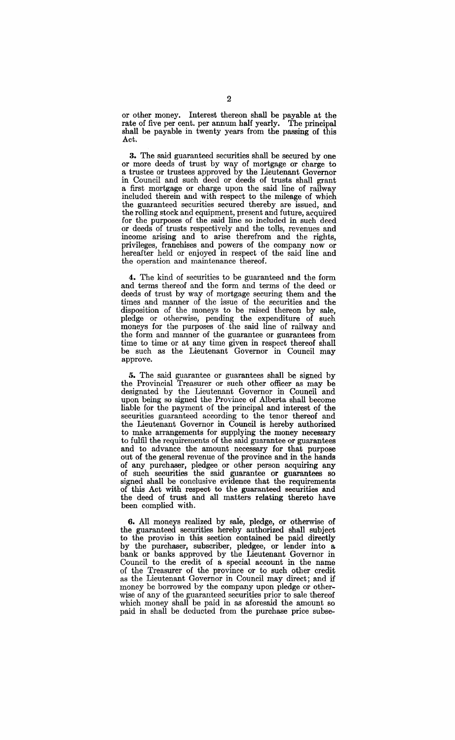or other money. Interest thereon shall be payable at the rate of five per cent. per annum half yearly. The principal shall be payable in twenty years from the passing of this Act.

**3.** The said guaranteed securities shall be secured by one or more deeds of trust by way of mortgage or charge to a trustee or trustees approved by the Lieutenant Governor in Council and such deed or deeds of trusts shall grant a first mortgage or charge upon the said line of railway included therein and with respect to the mileage of which the guaranteed securities secured thereby are issued, and the rolling stock and equipment, present and future, acquired for the purposes of the said line so included in such deed or deeds of trusts respectively and the tolls, revenues and income arising and to arise therefrom and the rights, privileges, franchises and powers of the company now or hereafter held or enjoyed in respect of the said line and the operation and maintenance thereof.

**4.** The kind of securities to be guaranteed and the form and terms thereof and the form and terms of the deed or deeds of trust by way of mortgage securing them and the times and manner of the issue of the securities and the disposition of the moneys to be raised thereon by sale, pledge or otherwise, pending the expenditure of such moneys for the purposes of the said line of railway and the form and manner of the guarantee or guarantees from time to time or at any time given in respect thereof shall be such as the Lieutenant Governor in Council may approve.

**5.** The said guarantee or guarantees shall be signed by the Provincial Treasurer or such other officer as may be designated by the Lieutenant Governor in Council and upon being so signed the Province of Alberta shall become liable for the payment of the principal and interest of the securities guaranteed according to the tenor thereof and the Lieutenant Governor in Council is hereby authorized to make arrangements for supplying the money necessary to fulfil the requirements of the said guarantee or guarantees and to advance the amount necessary for that purpose out of the general revenue of the province and in the hands of any purchaser, pledgee or other person acquiring any of such securities the said guarantee or guarantees so signed shall be conclusive evidence that the requirements of this Act with respect to the guaranteed securities and the deed of trust and all matters relating thereto have been complied with.

**6.** All moneys realized by sale, pledge, or otherwise of the guaranteed securities hereby authorized shall subject to the proviso in this section contained be paid directly by the purchaser, subscriber, pledgee, or lender into a bank or banks approved by the Lieutenant Governor in Council to the credit of a special account in the name of the Treasurer of the province or to such other credit as the Lieutenant Governor in Council may direct; and if money be borrowed by the company upon pledge or otherwise of any of the guaranteed securities prior to sale thereof which money shall be paid in as aforesaid the amount so paid in shall be deducted from the purchase price subse-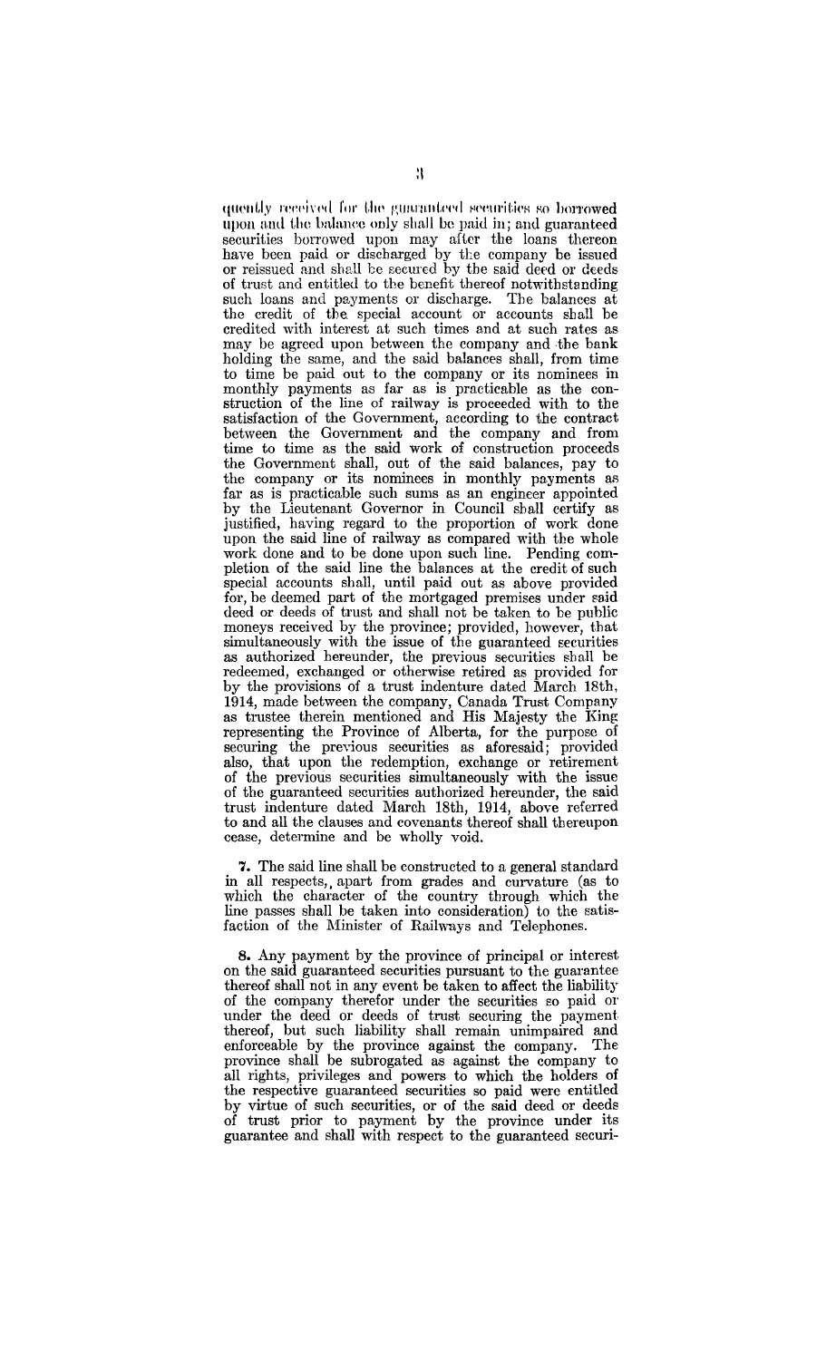quently received for the guaranteed securities so borrowed upon and the balance only shall be paid in; and guaranteed securities borrowed upon may after the loans thereon have been paid or discharged by the company be issued or reissued and shall be secured by the said deed or deeds of trust and entitled to the benefit thereof notwithstanding such loans and payments or discharge. The balances at the credit of the special account or accounts shall be credited with interest at such times and at such rates as may be agreed upon between the company and the bank holding the same, and the said balances shall, from time to time be paid out to the company or its nominees in monthly payments as far as is practicable as the construction of the line of railway is proceeded with to the satisfaction of the Government, according to the contract between the Government and the company and from time to time as the said work of construction proceeds the Government shall, out of the said balances, pay to the company or its nominees in monthly payments as far as is practicable such sums as an engineer appointed by the Lieutenant Governor in Council shall certify as justified, having regard to the proportion of work done upon the said line of railway as compared with the whole work done and to be done upon such line. Pending completion of the said line the balances at the credit of such special accounts shall, until paid out as above provided for, be deemed part of the mortgaged premises under said deed or deeds of trust and shall not be taken to be public moneys received by the province; provided, however, that simultaneously with the issue of the guaranteed securities as authorized hereunder, the previous securities shall be redeemed, exchanged or otherwise retired as provided for by the provisions of a trust indenture dated March 18th, 1914, made between the company, Canada Trust Company as trustee therein mentioned and His Majesty the King representing the Province of Alberta, for the purpose of securing the previous securities as aforesaid; provided also, that upon the redemption, exchange or retirement of the previous securities simultaneously with the issue of the guaranteed securities authorized hereunder, the said trust indenture dated March 18th, 1914, above referred to and all the clauses and covenants thereof shall thereupon cease, determine and be wholly void.

**7.** The said line shall be constructed to a general standard in all respects, apart from grades and curvature (as to which the character of the country through which the line passes shall be taken into consideration) to the satisfaction of the Minister of Railways and Telephones.

**8.** Any payment by the province of principal or interest on the said guaranteed securities pursuant to the guarantee thereof shall not in any event be taken to affect the liability of the company therefor under the securities so paid or under the deed or deeds of trust securing the payment thereof, but such liability shall remain unimpaired and enforceable by the province against the company. The province shall be subrogated as against the company to all rights, privileges and powers to which the holders of the respective guaranteed securities so paid were entitled by virtue of such securities, or of the said deed or deeds of trust prior to payment by the province under its guarantee and shall with respect to the guaranteed securi-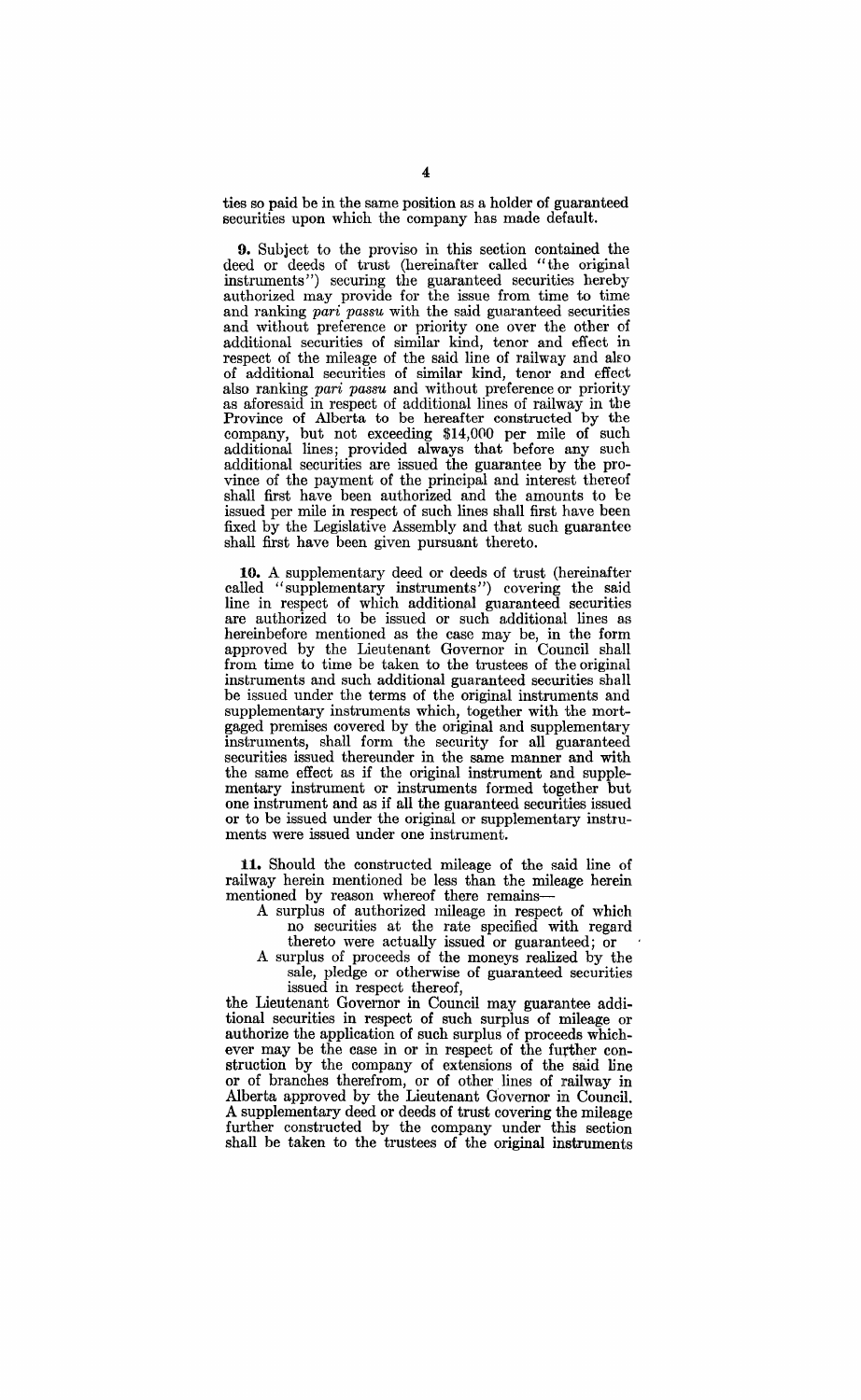ties so paid be in the same position as a holder of guaranteed securities upon which the company has made default.

**9.** Subject to the proviso in this section contained the deed or deeds of trust (hereinafter called "the original instruments") securing the guaranteed securities hereby authorized may provide for the issue from time to time and ranking *pari passu* with the said guaranteed securities and without preference or priority one over the other of additional securities of similar kind, tenor and effect in respect of the mileage of the said line of railway and also of additional securities of similar kind, tenor and effect also ranking *pari passu* and without preference or priority as aforesaid in respect of additional lines of railway in the Province of Alberta to be hereafter constructed by the company, but not exceeding $14,000 per mile of such additional lines; provided always that before any such additional securities are issued the guarantee by the province of the payment of the principal and interest thereof shall first have been authorized and the amounts to be issued per mile in respect of such lines shall first have been fixed by the Legislative Assembly and that such guarantee shall first have been given pursuant thereto.

**10.** A supplementary deed or deeds of trust (hereinafter called "supplementary instruments") covering the said line in respect of which additional guaranteed securities are authorized to be issued or such additional lines as hereinbefore mentioned as the case may be, in the form approved by the Lieutenant Governor in Council shall from time to time be taken to the trustees of the original instruments and such additional guaranteed securities shall be issued under the terms of the original instruments and supplementary instruments which, together with the mortgaged premises covered by the original and supplementary instruments, shall form the security for all guaranteed securities issued thereunder in the same manner and with the same effect as if the original instrument and supplementary instrument or instruments formed together but one instrument and as if all the guaranteed securities issued or to be issued under the original or supplementary instruments were issued under one instrument.

**11.** Should the constructed mileage of the said line of railway herein mentioned be less than the mileage herein mentioned by reason whereof there remains—

A surplus of authorized mileage in respect of which no securities at the rate specified with regard thereto were actually issued or guaranteed; or

A surplus of proceeds of the moneys realized by the sale, pledge or otherwise of guaranteed securities issued in respect thereof,

the Lieutenant Governor in Council may guarantee additional securities in respect of such surplus of mileage or authorize the application of such surplus of proceeds whichever may be the case in or in respect of the further construction by the company of extensions of the said line or of branches therefrom, or of other lines of railway in Alberta approved by the Lieutenant Governor in Council. A supplementary deed or deeds of trust covering the mileage further constructed by the company under this section shall be taken to the trustees of the original instruments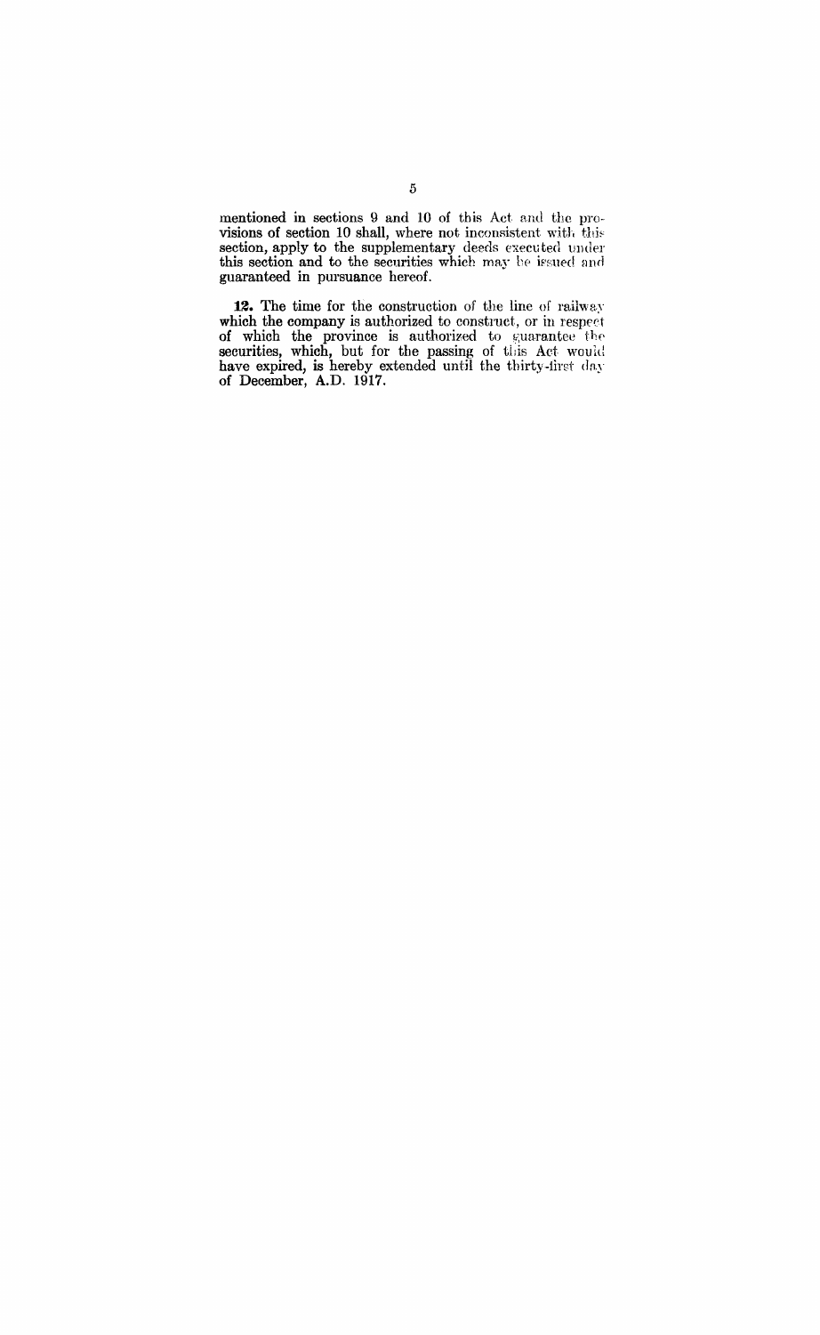mentioned in sections 9 and 10 of this Act and the provisions of section 10 shall, where not inconsistent with this section, apply to the supplementary deeds executed under this section and to the securities which may be issued and guaranteed in pursuance hereof.

**12.** The time for the construction of the line of railway which the company is authorized to construct, or in respect of which the province is authorized to guarantee the securities, which, but for the passing of this Act would have expired, is hereby extended until the thirty-first day of December, A.D. 1917.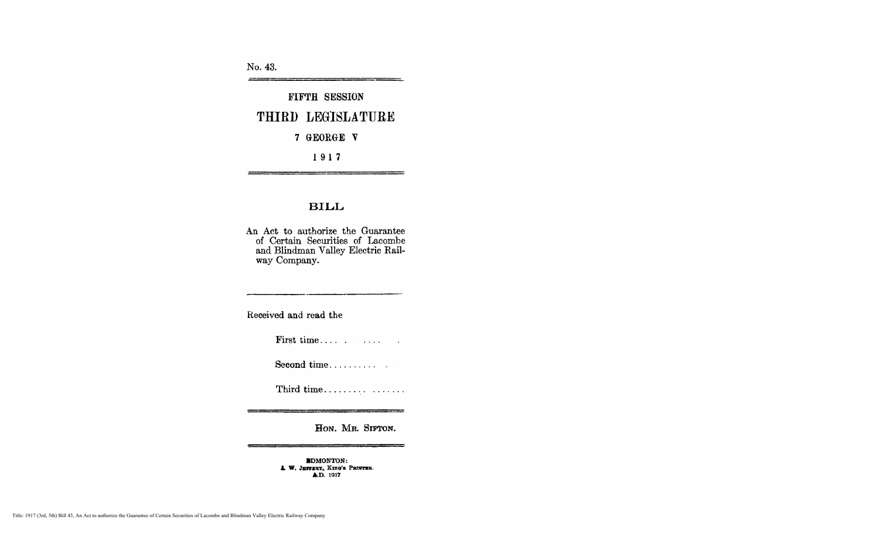No. 43.

FIFTH SESSION

# THIRD LEGISLATURE

7 GEORGE V

1917

## BILL

An Act to authorize the Guarantee of Certain Securities of Lacombe and Blindman Valley Electric Railway Company.

Received and read the

First time..........

Second time..........

Third time.................

HON. MR. SIFTON.

EDMONTON:
J. W. JEFFERY, KING'S PRINTER.
A.D. 1917

Title: 1917 (3rd, 5th) Bill 43, An Act to authorize the Guarantee of Certain Securities of Lacombe and Blindman Valley Electric Railway Company